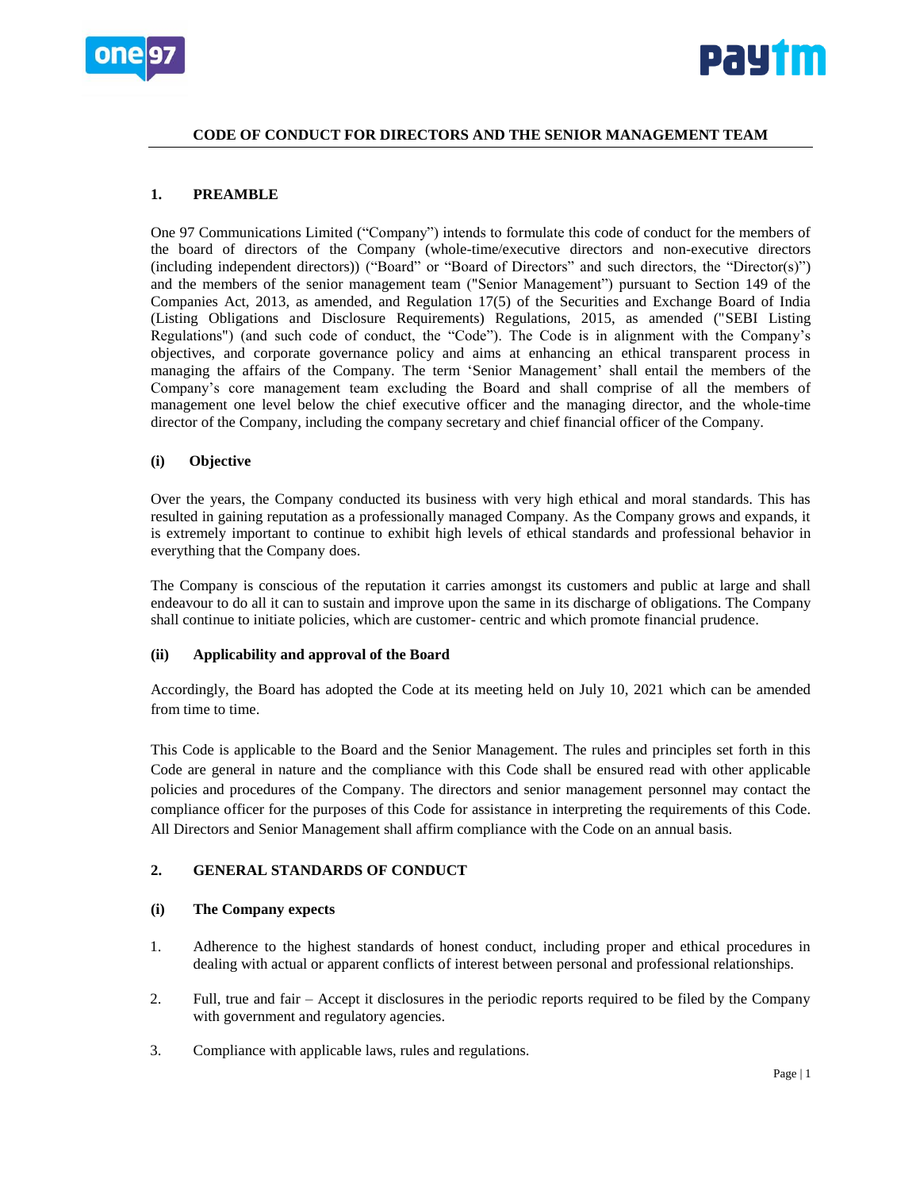# CODE OF CONDUCT FOR DIRECTORS AND THE SENIOR MANAGEMENT TEAM

## 1. PREAMBLE

One 97 Communications Limited ("Company") intends to formulate this code of conduct for the members of the board of directors of the Company (whole-time/executive directors and non-executive directors (including independent directors)) ("Board" or "Board of Directors" and such directors, the "Director(s)") and the members of the senior management team ("Senior Management") pursuant to Section 149 of the Companies Act, 2013, as amended, and Regulation 17(5) of the Securities and Exchange Board of India (Listing Obligations and Disclosure Requirements) Regulations, 2015, as amended ("SEBI Listing Regulations") (and such code of conduct, the "Code"). The Code is in alignment with the Company's objectives, and corporate governance policy and aims at enhancing an ethical transparent process in managing the affairs of the Company. The term 'Senior Management' shall entail the members of the Company's core management team excluding the Board and shall comprise of all the members of management one level below the chief executive officer and the managing director, and the whole-time director of the Company, including the company secretary and chief financial officer of the Company.

### (i) Objective

Over the years, the Company conducted its business with very high ethical and moral standards. This has resulted in gaining reputation as a professionally managed Company. As the Company grows and expands, it is extremely important to continue to exhibit high levels of ethical standards and professional behavior in everything that the Company does.

The Company is conscious of the reputation it carries amongst its customers and public at large and shall endeavour to do all it can to sustain and improve upon the same in its discharge of obligations. The Company shall continue to initiate policies, which are customer- centric and which promote financial prudence.

### (ii) Applicability and approval of the Board

Accordingly, the Board has adopted the Code at its meeting held on July 10, 2021 which can be amended from time to time.

This Code is applicable to the Board and the Senior Management. The rules and principles set forth in this Code are general in nature and the compliance with this Code shall be ensured read with other applicable policies and procedures of the Company. The directors and senior management personnel may contact the compliance officer for the purposes of this Code for assistance in interpreting the requirements of this Code. All Directors and Senior Management shall affirm compliance with the Code on an annual basis.

## 2. GENERAL STANDARDS OF CONDUCT

### (i) The Company expects

1. Adherence to the highest standards of honest conduct, including proper and ethical procedures in dealing with actual or apparent conflicts of interest between personal and professional relationships.
2. Full, true and fair – Accept it disclosures in the periodic reports required to be filed by the Company with government and regulatory agencies.
3. Compliance with applicable laws, rules and regulations.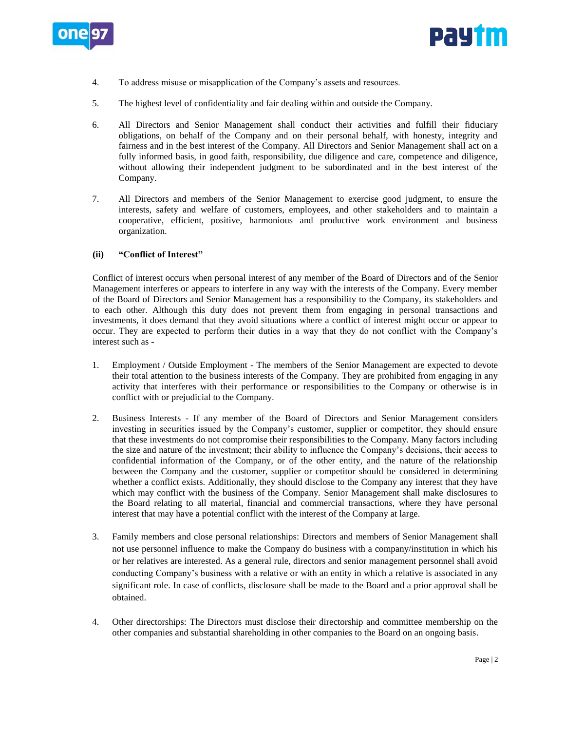4. To address misuse or misapplication of the Company's assets and resources.

5. The highest level of confidentiality and fair dealing within and outside the Company.

6. All Directors and Senior Management shall conduct their activities and fulfill their fiduciary obligations, on behalf of the Company and on their personal behalf, with honesty, integrity and fairness and in the best interest of the Company. All Directors and Senior Management shall act on a fully informed basis, in good faith, responsibility, due diligence and care, competence and diligence, without allowing their independent judgment to be subordinated and in the best interest of the Company.

7. All Directors and members of the Senior Management to exercise good judgment, to ensure the interests, safety and welfare of customers, employees, and other stakeholders and to maintain a cooperative, efficient, positive, harmonious and productive work environment and business organization.

**(ii) "Conflict of Interest"**

Conflict of interest occurs when personal interest of any member of the Board of Directors and of the Senior Management interferes or appears to interfere in any way with the interests of the Company. Every member of the Board of Directors and Senior Management has a responsibility to the Company, its stakeholders and to each other. Although this duty does not prevent them from engaging in personal transactions and investments, it does demand that they avoid situations where a conflict of interest might occur or appear to occur. They are expected to perform their duties in a way that they do not conflict with the Company's interest such as -

1. Employment / Outside Employment - The members of the Senior Management are expected to devote their total attention to the business interests of the Company. They are prohibited from engaging in any activity that interferes with their performance or responsibilities to the Company or otherwise is in conflict with or prejudicial to the Company.

2. Business Interests - If any member of the Board of Directors and Senior Management considers investing in securities issued by the Company's customer, supplier or competitor, they should ensure that these investments do not compromise their responsibilities to the Company. Many factors including the size and nature of the investment; their ability to influence the Company's decisions, their access to confidential information of the Company, or of the other entity, and the nature of the relationship between the Company and the customer, supplier or competitor should be considered in determining whether a conflict exists. Additionally, they should disclose to the Company any interest that they have which may conflict with the business of the Company. Senior Management shall make disclosures to the Board relating to all material, financial and commercial transactions, where they have personal interest that may have a potential conflict with the interest of the Company at large.

3. Family members and close personal relationships: Directors and members of Senior Management shall not use personnel influence to make the Company do business with a company/institution in which his or her relatives are interested. As a general rule, directors and senior management personnel shall avoid conducting Company's business with a relative or with an entity in which a relative is associated in any significant role. In case of conflicts, disclosure shall be made to the Board and a prior approval shall be obtained.

4. Other directorships: The Directors must disclose their directorship and committee membership on the other companies and substantial shareholding in other companies to the Board on an ongoing basis.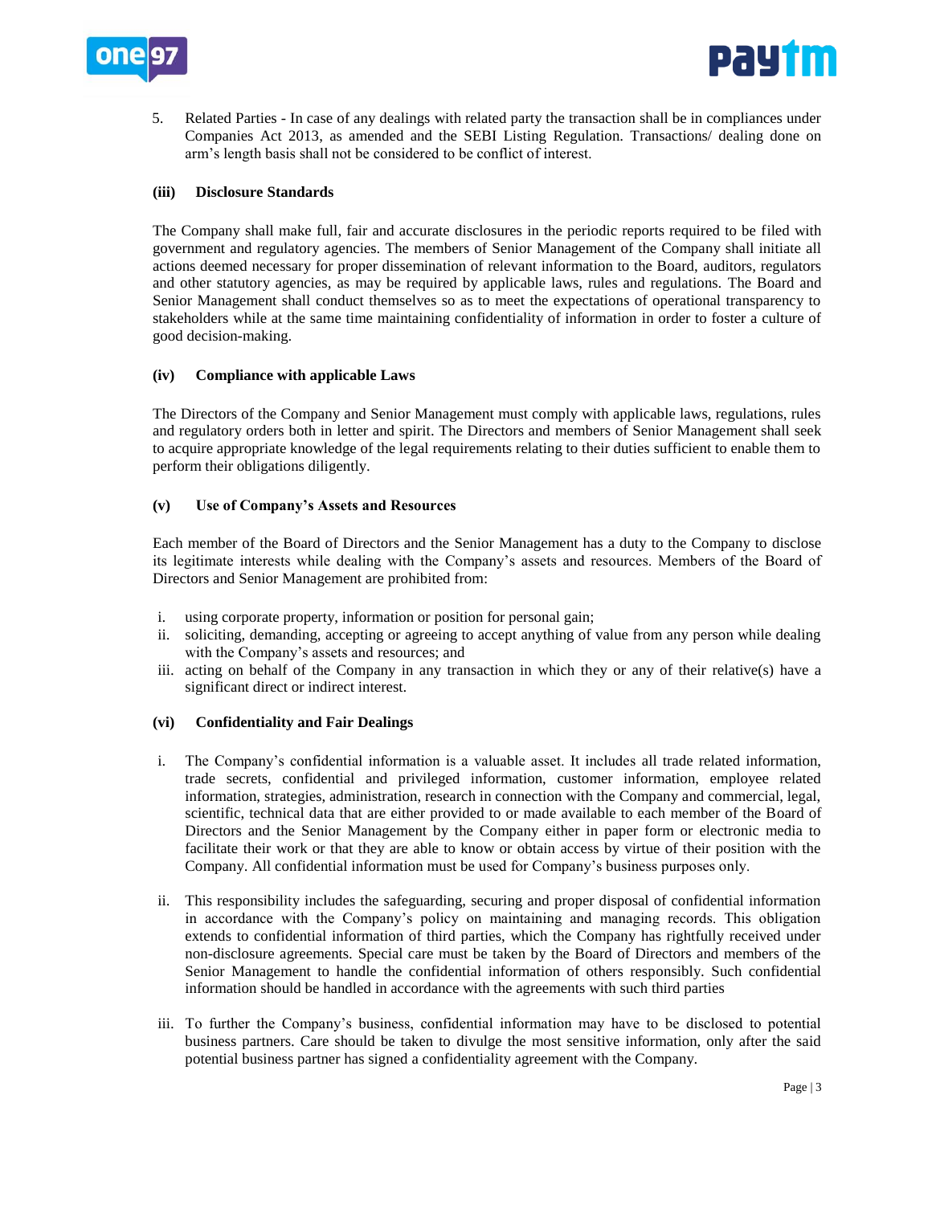5. Related Parties - In case of any dealings with related party the transaction shall be in compliances under Companies Act 2013, as amended and the SEBI Listing Regulation. Transactions/ dealing done on arm's length basis shall not be considered to be conflict of interest.

**(iii) Disclosure Standards**

The Company shall make full, fair and accurate disclosures in the periodic reports required to be filed with government and regulatory agencies. The members of Senior Management of the Company shall initiate all actions deemed necessary for proper dissemination of relevant information to the Board, auditors, regulators and other statutory agencies, as may be required by applicable laws, rules and regulations. The Board and Senior Management shall conduct themselves so as to meet the expectations of operational transparency to stakeholders while at the same time maintaining confidentiality of information in order to foster a culture of good decision-making.

**(iv) Compliance with applicable Laws**

The Directors of the Company and Senior Management must comply with applicable laws, regulations, rules and regulatory orders both in letter and spirit. The Directors and members of Senior Management shall seek to acquire appropriate knowledge of the legal requirements relating to their duties sufficient to enable them to perform their obligations diligently.

**(v) Use of Company's Assets and Resources**

Each member of the Board of Directors and the Senior Management has a duty to the Company to disclose its legitimate interests while dealing with the Company's assets and resources. Members of the Board of Directors and Senior Management are prohibited from:

i. using corporate property, information or position for personal gain;
ii. soliciting, demanding, accepting or agreeing to accept anything of value from any person while dealing with the Company's assets and resources; and
iii. acting on behalf of the Company in any transaction in which they or any of their relative(s) have a significant direct or indirect interest.

**(vi) Confidentiality and Fair Dealings**

i. The Company's confidential information is a valuable asset. It includes all trade related information, trade secrets, confidential and privileged information, customer information, employee related information, strategies, administration, research in connection with the Company and commercial, legal, scientific, technical data that are either provided to or made available to each member of the Board of Directors and the Senior Management by the Company either in paper form or electronic media to facilitate their work or that they are able to know or obtain access by virtue of their position with the Company. All confidential information must be used for Company's business purposes only.

ii. This responsibility includes the safeguarding, securing and proper disposal of confidential information in accordance with the Company's policy on maintaining and managing records. This obligation extends to confidential information of third parties, which the Company has rightfully received under non-disclosure agreements. Special care must be taken by the Board of Directors and members of the Senior Management to handle the confidential information of others responsibly. Such confidential information should be handled in accordance with the agreements with such third parties

iii. To further the Company's business, confidential information may have to be disclosed to potential business partners. Care should be taken to divulge the most sensitive information, only after the said potential business partner has signed a confidentiality agreement with the Company.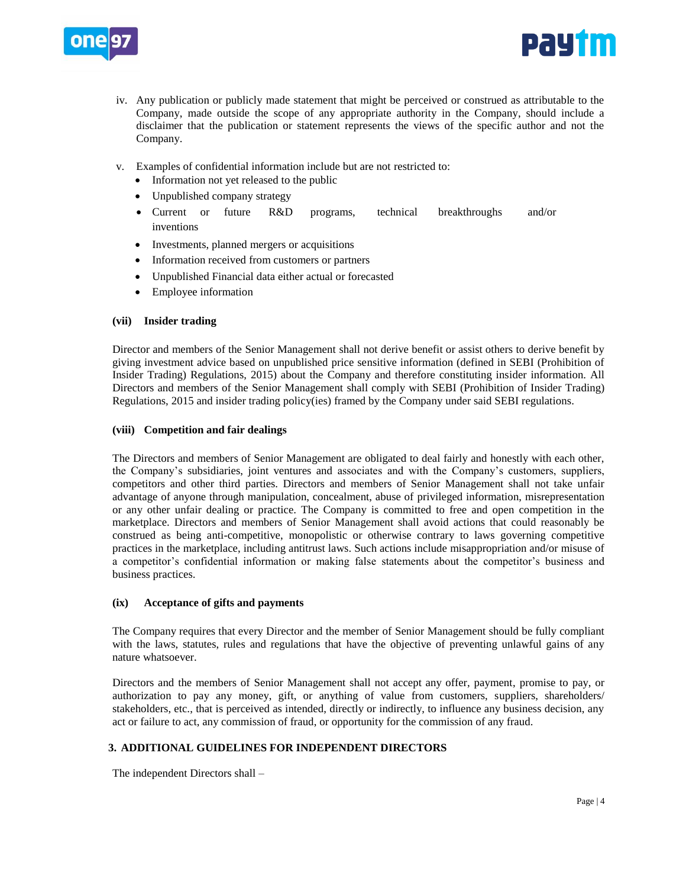iv. Any publication or publicly made statement that might be perceived or construed as attributable to the Company, made outside the scope of any appropriate authority in the Company, should include a disclaimer that the publication or statement represents the views of the specific author and not the Company.

v. Examples of confidential information include but are not restricted to:
   - Information not yet released to the public
   - Unpublished company strategy
   - Current or future R&D programs, technical breakthroughs and/or inventions
   - Investments, planned mergers or acquisitions
   - Information received from customers or partners
   - Unpublished Financial data either actual or forecasted
   - Employee information

**(vii) Insider trading**

Director and members of the Senior Management shall not derive benefit or assist others to derive benefit by giving investment advice based on unpublished price sensitive information (defined in SEBI (Prohibition of Insider Trading) Regulations, 2015) about the Company and therefore constituting insider information. All Directors and members of the Senior Management shall comply with SEBI (Prohibition of Insider Trading) Regulations, 2015 and insider trading policy(ies) framed by the Company under said SEBI regulations.

**(viii) Competition and fair dealings**

The Directors and members of Senior Management are obligated to deal fairly and honestly with each other, the Company's subsidiaries, joint ventures and associates and with the Company's customers, suppliers, competitors and other third parties. Directors and members of Senior Management shall not take unfair advantage of anyone through manipulation, concealment, abuse of privileged information, misrepresentation or any other unfair dealing or practice. The Company is committed to free and open competition in the marketplace. Directors and members of Senior Management shall avoid actions that could reasonably be construed as being anti-competitive, monopolistic or otherwise contrary to laws governing competitive practices in the marketplace, including antitrust laws. Such actions include misappropriation and/or misuse of a competitor's confidential information or making false statements about the competitor's business and business practices.

**(ix) Acceptance of gifts and payments**

The Company requires that every Director and the member of Senior Management should be fully compliant with the laws, statutes, rules and regulations that have the objective of preventing unlawful gains of any nature whatsoever.

Directors and the members of Senior Management shall not accept any offer, payment, promise to pay, or authorization to pay any money, gift, or anything of value from customers, suppliers, shareholders/ stakeholders, etc., that is perceived as intended, directly or indirectly, to influence any business decision, any act or failure to act, any commission of fraud, or opportunity for the commission of any fraud.

## 3. ADDITIONAL GUIDELINES FOR INDEPENDENT DIRECTORS

The independent Directors shall –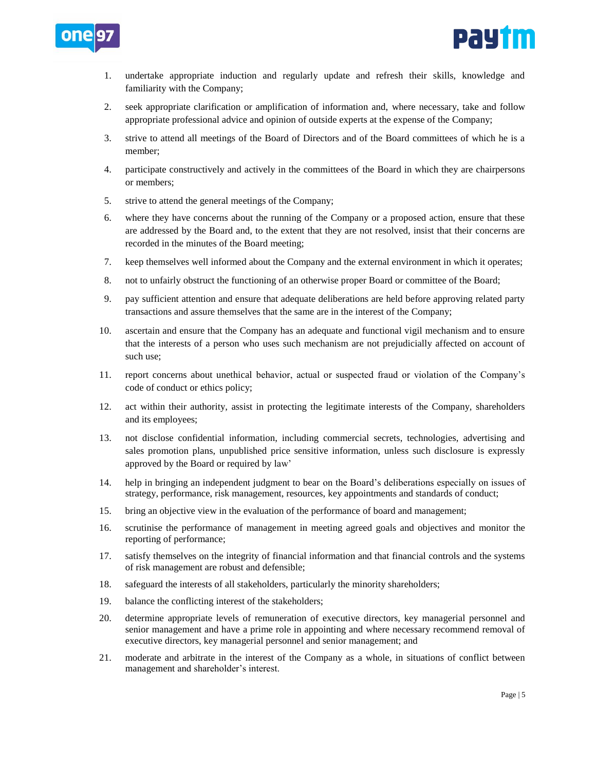1. undertake appropriate induction and regularly update and refresh their skills, knowledge and familiarity with the Company;
2. seek appropriate clarification or amplification of information and, where necessary, take and follow appropriate professional advice and opinion of outside experts at the expense of the Company;
3. strive to attend all meetings of the Board of Directors and of the Board committees of which he is a member;
4. participate constructively and actively in the committees of the Board in which they are chairpersons or members;
5. strive to attend the general meetings of the Company;
6. where they have concerns about the running of the Company or a proposed action, ensure that these are addressed by the Board and, to the extent that they are not resolved, insist that their concerns are recorded in the minutes of the Board meeting;
7. keep themselves well informed about the Company and the external environment in which it operates;
8. not to unfairly obstruct the functioning of an otherwise proper Board or committee of the Board;
9. pay sufficient attention and ensure that adequate deliberations are held before approving related party transactions and assure themselves that the same are in the interest of the Company;
10. ascertain and ensure that the Company has an adequate and functional vigil mechanism and to ensure that the interests of a person who uses such mechanism are not prejudicially affected on account of such use;
11. report concerns about unethical behavior, actual or suspected fraud or violation of the Company's code of conduct or ethics policy;
12. act within their authority, assist in protecting the legitimate interests of the Company, shareholders and its employees;
13. not disclose confidential information, including commercial secrets, technologies, advertising and sales promotion plans, unpublished price sensitive information, unless such disclosure is expressly approved by the Board or required by law'
14. help in bringing an independent judgment to bear on the Board's deliberations especially on issues of strategy, performance, risk management, resources, key appointments and standards of conduct;
15. bring an objective view in the evaluation of the performance of board and management;
16. scrutinise the performance of management in meeting agreed goals and objectives and monitor the reporting of performance;
17. satisfy themselves on the integrity of financial information and that financial controls and the systems of risk management are robust and defensible;
18. safeguard the interests of all stakeholders, particularly the minority shareholders;
19. balance the conflicting interest of the stakeholders;
20. determine appropriate levels of remuneration of executive directors, key managerial personnel and senior management and have a prime role in appointing and where necessary recommend removal of executive directors, key managerial personnel and senior management; and
21. moderate and arbitrate in the interest of the Company as a whole, in situations of conflict between management and shareholder's interest.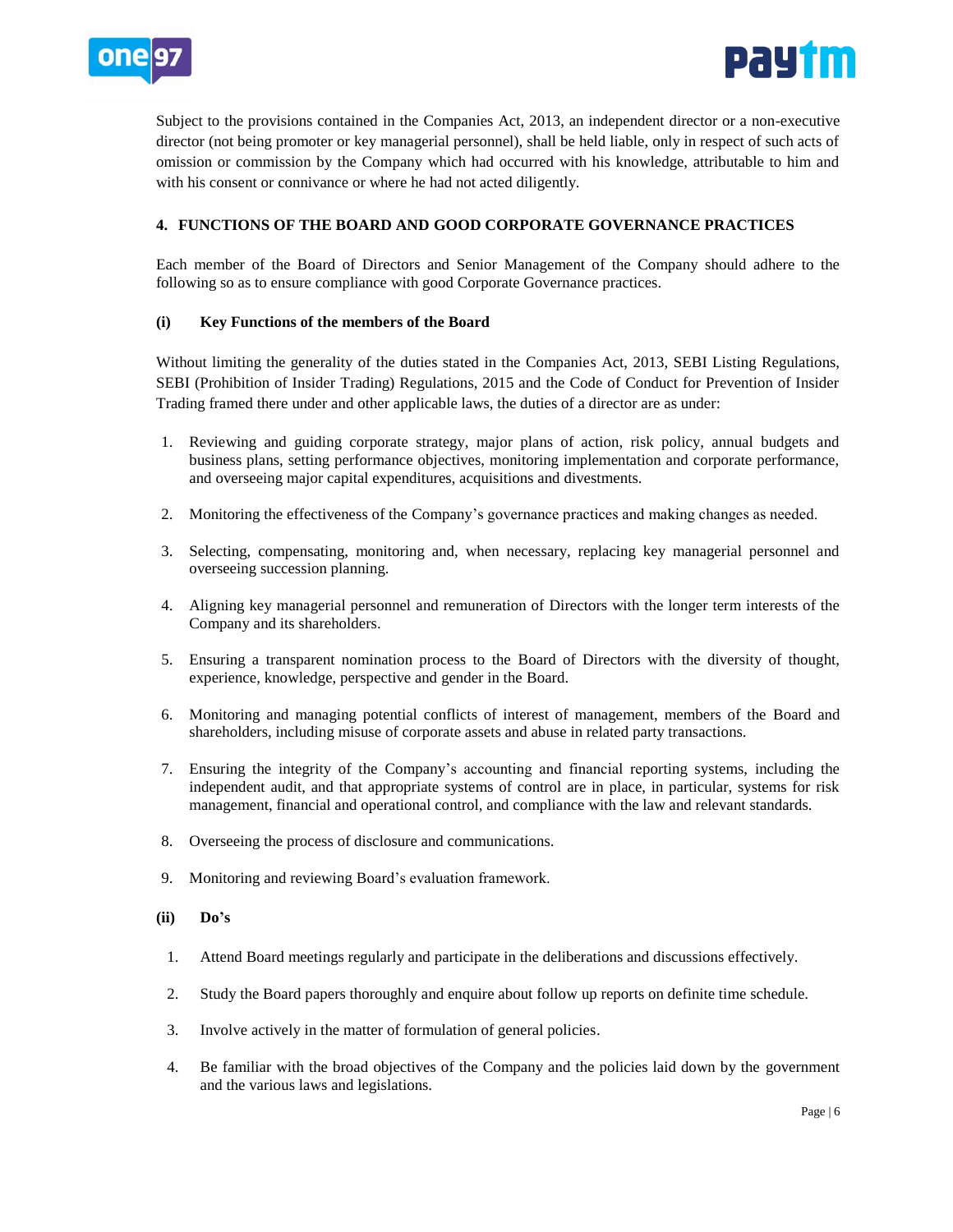Subject to the provisions contained in the Companies Act, 2013, an independent director or a non-executive director (not being promoter or key managerial personnel), shall be held liable, only in respect of such acts of omission or commission by the Company which had occurred with his knowledge, attributable to him and with his consent or connivance or where he had not acted diligently.

## 4. FUNCTIONS OF THE BOARD AND GOOD CORPORATE GOVERNANCE PRACTICES

Each member of the Board of Directors and Senior Management of the Company should adhere to the following so as to ensure compliance with good Corporate Governance practices.

### (i) Key Functions of the members of the Board

Without limiting the generality of the duties stated in the Companies Act, 2013, SEBI Listing Regulations, SEBI (Prohibition of Insider Trading) Regulations, 2015 and the Code of Conduct for Prevention of Insider Trading framed there under and other applicable laws, the duties of a director are as under:

1. Reviewing and guiding corporate strategy, major plans of action, risk policy, annual budgets and business plans, setting performance objectives, monitoring implementation and corporate performance, and overseeing major capital expenditures, acquisitions and divestments.
2. Monitoring the effectiveness of the Company's governance practices and making changes as needed.
3. Selecting, compensating, monitoring and, when necessary, replacing key managerial personnel and overseeing succession planning.
4. Aligning key managerial personnel and remuneration of Directors with the longer term interests of the Company and its shareholders.
5. Ensuring a transparent nomination process to the Board of Directors with the diversity of thought, experience, knowledge, perspective and gender in the Board.
6. Monitoring and managing potential conflicts of interest of management, members of the Board and shareholders, including misuse of corporate assets and abuse in related party transactions.
7. Ensuring the integrity of the Company's accounting and financial reporting systems, including the independent audit, and that appropriate systems of control are in place, in particular, systems for risk management, financial and operational control, and compliance with the law and relevant standards.
8. Overseeing the process of disclosure and communications.
9. Monitoring and reviewing Board's evaluation framework.

### (ii) Do's

1. Attend Board meetings regularly and participate in the deliberations and discussions effectively.
2. Study the Board papers thoroughly and enquire about follow up reports on definite time schedule.
3. Involve actively in the matter of formulation of general policies.
4. Be familiar with the broad objectives of the Company and the policies laid down by the government and the various laws and legislations.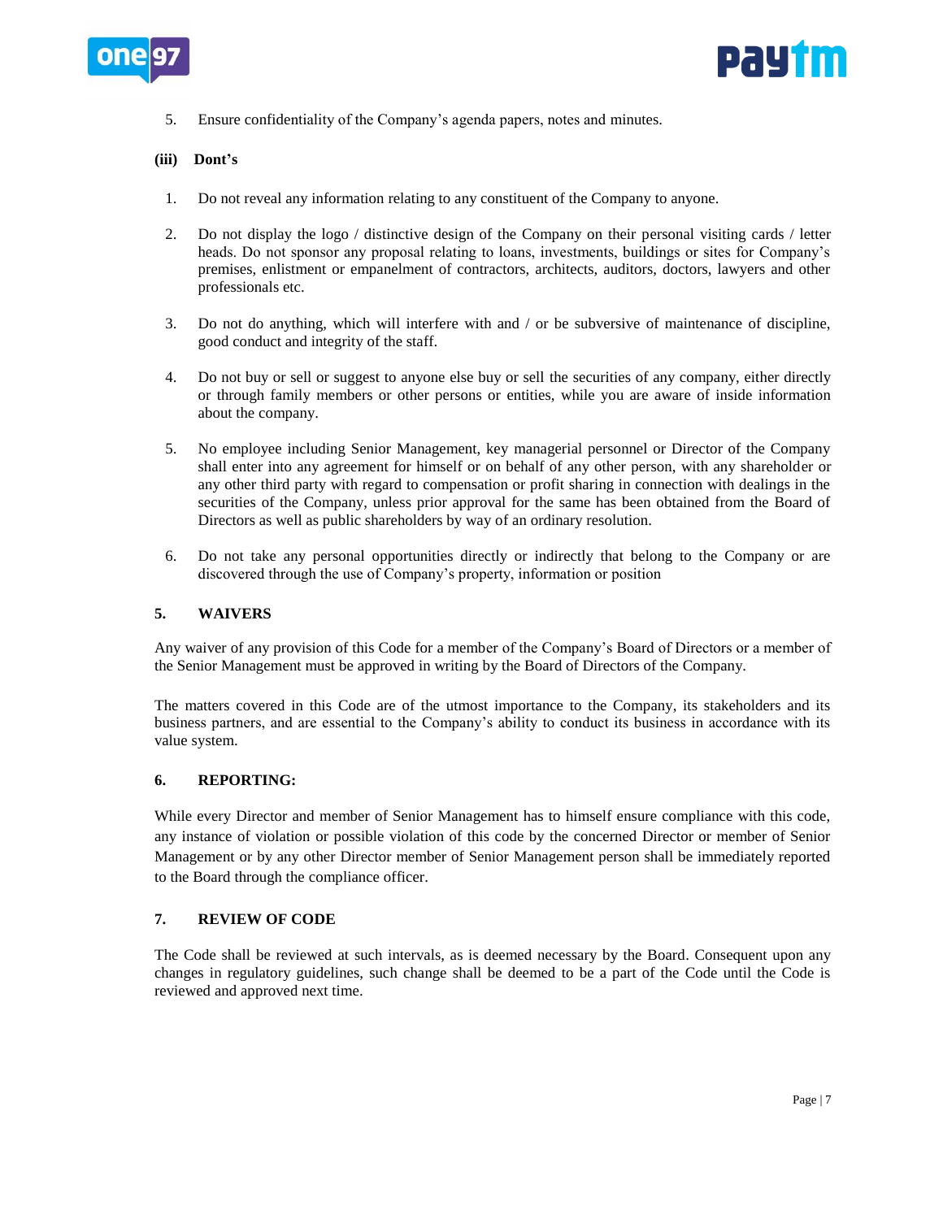5. Ensure confidentiality of the Company's agenda papers, notes and minutes.

**(iii) Dont's**

1. Do not reveal any information relating to any constituent of the Company to anyone.

2. Do not display the logo / distinctive design of the Company on their personal visiting cards / letter heads. Do not sponsor any proposal relating to loans, investments, buildings or sites for Company's premises, enlistment or empanelment of contractors, architects, auditors, doctors, lawyers and other professionals etc.

3. Do not do anything, which will interfere with and / or be subversive of maintenance of discipline, good conduct and integrity of the staff.

4. Do not buy or sell or suggest to anyone else buy or sell the securities of any company, either directly or through family members or other persons or entities, while you are aware of inside information about the company.

5. No employee including Senior Management, key managerial personnel or Director of the Company shall enter into any agreement for himself or on behalf of any other person, with any shareholder or any other third party with regard to compensation or profit sharing in connection with dealings in the securities of the Company, unless prior approval for the same has been obtained from the Board of Directors as well as public shareholders by way of an ordinary resolution.

6. Do not take any personal opportunities directly or indirectly that belong to the Company or are discovered through the use of Company's property, information or position

## 5. WAIVERS

Any waiver of any provision of this Code for a member of the Company's Board of Directors or a member of the Senior Management must be approved in writing by the Board of Directors of the Company.

The matters covered in this Code are of the utmost importance to the Company, its stakeholders and its business partners, and are essential to the Company's ability to conduct its business in accordance with its value system.

## 6. REPORTING:

While every Director and member of Senior Management has to himself ensure compliance with this code, any instance of violation or possible violation of this code by the concerned Director or member of Senior Management or by any other Director member of Senior Management person shall be immediately reported to the Board through the compliance officer.

## 7. REVIEW OF CODE

The Code shall be reviewed at such intervals, as is deemed necessary by the Board. Consequent upon any changes in regulatory guidelines, such change shall be deemed to be a part of the Code until the Code is reviewed and approved next time.